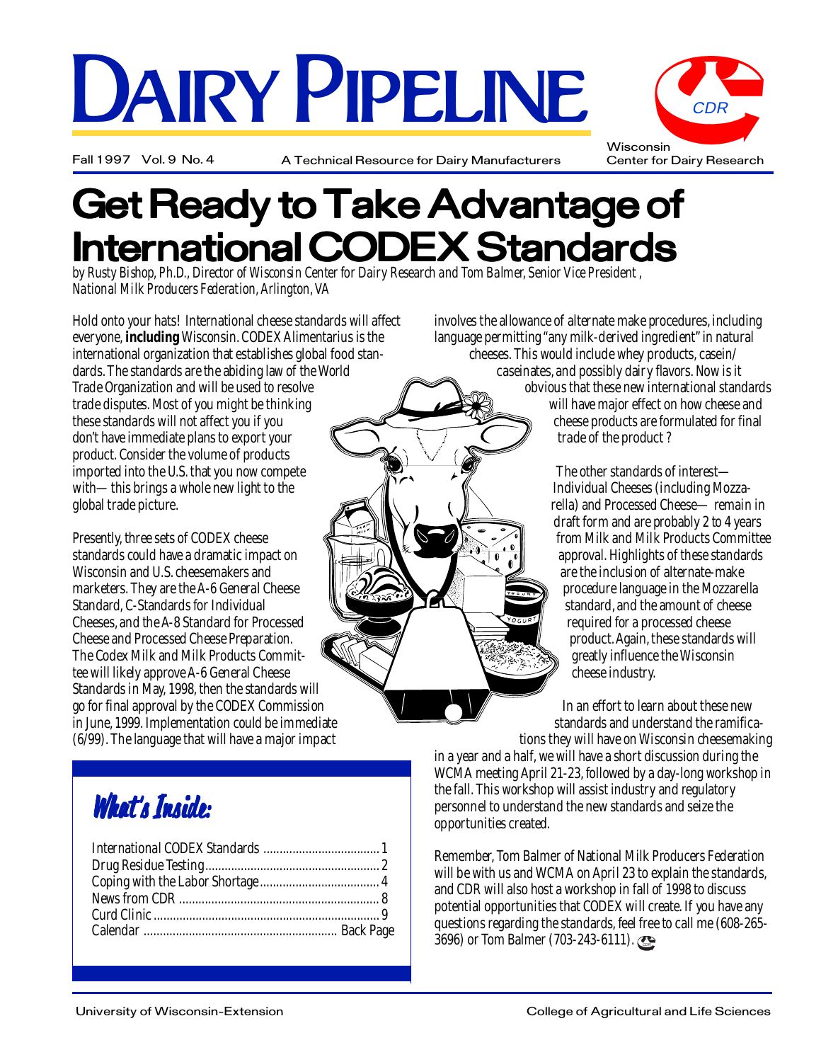# DAIRY PIPELINE

Fall 1997 Vol. 9 No. 4

A Technical Resource for Dairy Manufacturers

Wisconsin Center for Dairy Research

## Get Ready to Take Advantage of International CODEX Standards

*by Rusty Bishop, Ph.D., Director of Wisconsin Center for Dairy Research and Tom Balmer, Senior Vice President , National Milk Producers Federation, Arlington, VA*

Hold onto your hats! International cheese standards will affect everyone, **including** Wisconsin. CODEX Alimentarius is the international organization that establishes global food standards. The standards are the abiding law of the World Trade Organization and will be used to resolve trade disputes. Most of you might be thinking these standards will not affect you if you don't have immediate plans to export your product. Consider the volume of products imported into the U.S. that you now compete with— this brings a whole new light to the global trade picture.

Presently, three sets of CODEX cheese standards could have a dramatic impact on Wisconsin and U.S. cheesemakers and marketers. They are the A-6 General Cheese Standard, C-Standards for Individual Cheeses, and the A-8 Standard for Processed Cheese and Processed Cheese Preparation. The Codex Milk and Milk Products Committee will likely approve A-6 General Cheese Standards in May, 1998, then the standards will go for final approval by the CODEX Commission in June, 1999. Implementation could be immediate (6/99). The language that will have a major impact involves the allowance of alternate make procedures, including language permitting "any milk-derived ingredient" in natural cheeses. This would include whey products, casein/caseinates, and possibly dairy flavors. Now is it obvious that these new international standards will have major effect on how cheese and cheese products are formulated for final trade of the product ?

The other standards of interest— Individual Cheeses (including Mozzarella) and Processed Cheese— remain in draft form and are probably 2 to 4 years from Milk and Milk Products Committee approval. Highlights of these standards are the inclusion of alternate-make procedure language in the Mozzarella standard, and the amount of cheese required for a processed cheese product. Again, these standards will greatly influence the Wisconsin cheese industry.

In an effort to learn about these new standards and understand the ramifications they will have on Wisconsin cheesemaking in a year and a half, we will have a short discussion during the WCMA meeting April 21-23, followed by a day-long workshop in the fall. This workshop will assist industry and regulatory personnel to understand the new standards and seize the opportunities created.

Remember, Tom Balmer of National Milk Producers Federation will be with us and WCMA on April 23 to explain the standards, and CDR will also host a workshop in fall of 1998 to discuss potential opportunities that CODEX will create. If you have any questions regarding the standards, feel free to call me (608-265-3696) or Tom Balmer (703-243-6111).

### What's Inside:

- International CODEX Standards ... 1
- Drug Residue Testing ... 2
- Coping with the Labor Shortage ... 4
- News from CDR ... 8
- Curd Clinic ... 9
- Calendar ... Back Page

University of Wisconsin-Extension — College of Agricultural and Life Sciences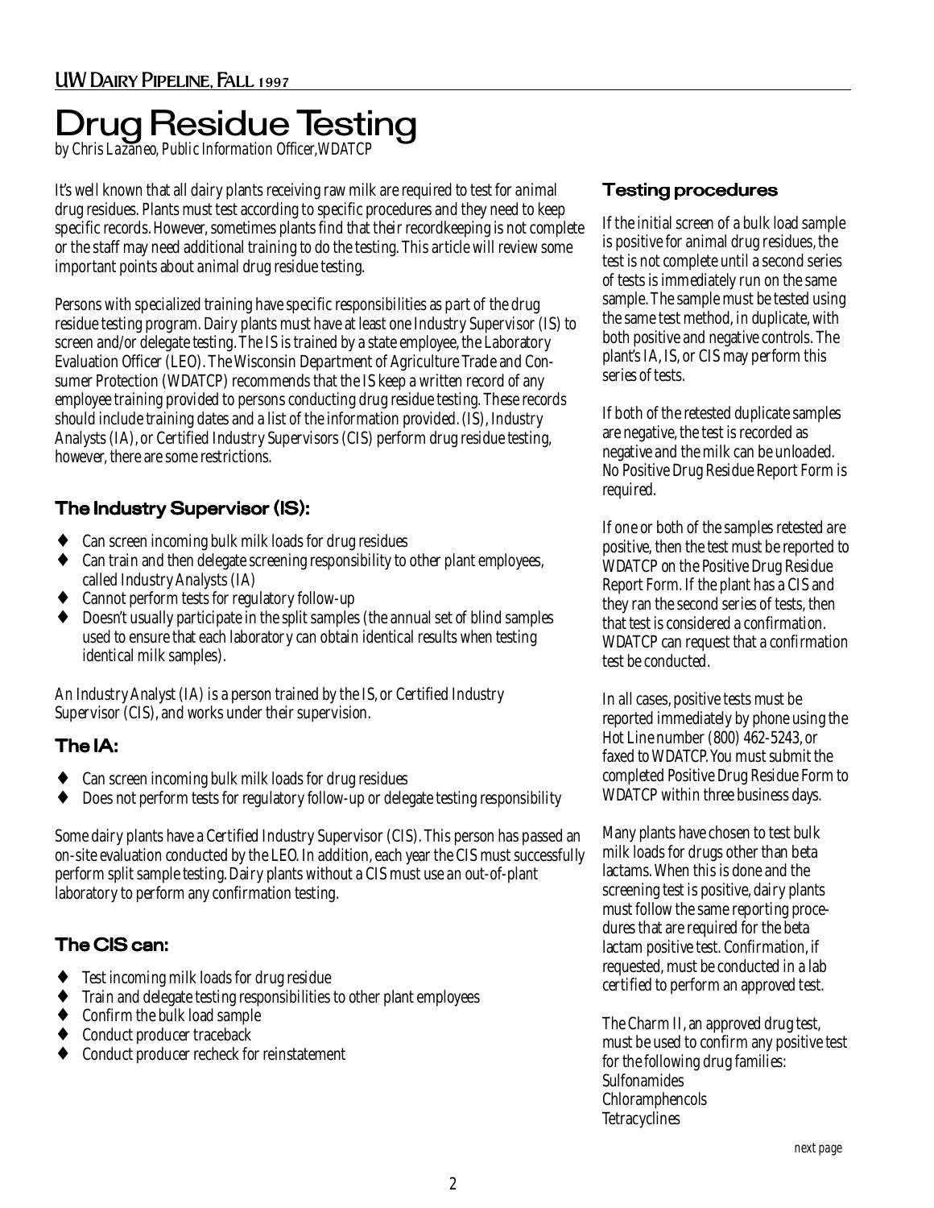# Drug Residue Testing

*by Chris Lazaneo, Public Information Officer, WDATCP*

It's well known that all dairy plants receiving raw milk are required to test for animal drug residues. Plants must test according to specific procedures and they need to keep specific records. However, sometimes plants find that their recordkeeping is not complete or the staff may need additional training to do the testing. This article will review some important points about animal drug residue testing.

Persons with specialized training have specific responsibilities as part of the drug residue testing program. Dairy plants must have at least one Industry Supervisor (IS) to screen and/or delegate testing. The IS is trained by a state employee, the Laboratory Evaluation Officer (LEO). The Wisconsin Department of Agriculture Trade and Consumer Protection (WDATCP) recommends that the IS keep a written record of any employee training provided to persons conducting drug residue testing. These records should include training dates and a list of the information provided. (IS), Industry Analysts (IA), or Certified Industry Supervisors (CIS) perform drug residue testing, however, there are some restrictions.

### The Industry Supervisor (IS):

- Can screen incoming bulk milk loads for drug residues
- Can train and then delegate screening responsibility to other plant employees, called Industry Analysts (IA)
- Cannot perform tests for regulatory follow-up
- Doesn't usually participate in the split samples (the annual set of blind samples used to ensure that each laboratory can obtain identical results when testing identical milk samples).

An Industry Analyst (IA) is a person trained by the IS, or Certified Industry Supervisor (CIS), and works under their supervision.

### The IA:

- Can screen incoming bulk milk loads for drug residues
- Does not perform tests for regulatory follow-up or delegate testing responsibility

Some dairy plants have a Certified Industry Supervisor (CIS). This person has passed an on-site evaluation conducted by the LEO. In addition, each year the CIS must successfully perform split sample testing. Dairy plants without a CIS must use an out-of-plant laboratory to perform any confirmation testing.

### The CIS can:

- Test incoming milk loads for drug residue
- Train and delegate testing responsibilities to other plant employees
- Confirm the bulk load sample
- Conduct producer traceback
- Conduct producer recheck for reinstatement

### Testing procedures

If the initial screen of a bulk load sample is positive for animal drug residues, the test is not complete until a second series of tests is immediately run on the same sample. The sample must be tested using the same test method, in duplicate, with both positive and negative controls. The plant's IA, IS, or CIS may perform this series of tests.

If both of the retested duplicate samples are negative, the test is recorded as negative and the milk can be unloaded. No Positive Drug Residue Report Form is required.

If one or both of the samples retested are positive, then the test must be reported to WDATCP on the Positive Drug Residue Report Form. If the plant has a CIS and they ran the second series of tests, then that test is considered a confirmation. WDATCP can request that a confirmation test be conducted.

In all cases, positive tests must be reported immediately by phone using the Hot Line number (800) 462-5243, or faxed to WDATCP. You must submit the completed Positive Drug Residue Form to WDATCP within three business days.

Many plants have chosen to test bulk milk loads for drugs other than beta lactams. When this is done and the screening test is positive, dairy plants must follow the same reporting procedures that are required for the beta lactam positive test. Confirmation, if requested, must be conducted in a lab certified to perform an approved test.

The Charm II, an approved drug test, must be used to confirm any positive test for the following drug families:
Sulfonamides
Chloramphencols
Tetracyclines

*next page*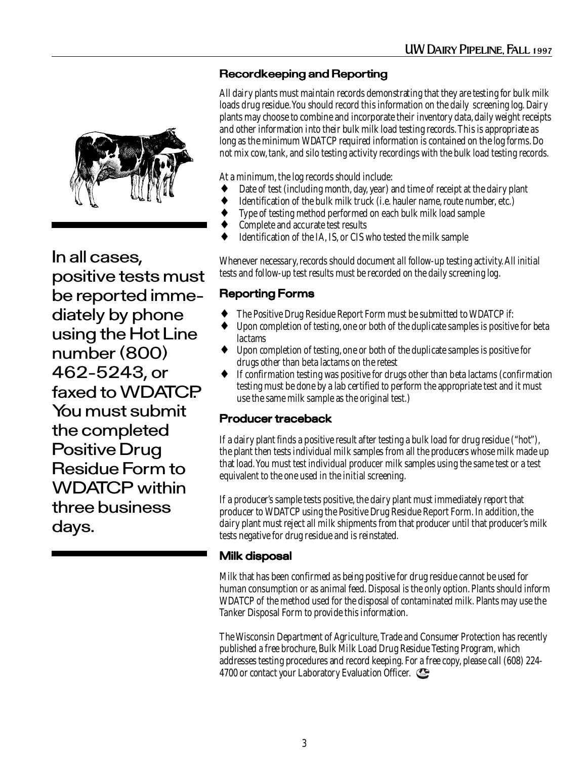In all cases, positive tests must be reported immediately by phone using the Hot Line number (800) 462-5243, or faxed to WDATCP. You must submit the completed Positive Drug Residue Form to WDATCP within three business days.

### Recordkeeping and Reporting

All dairy plants must maintain records demonstrating that they are testing for bulk milk loads drug residue. You should record this information on the daily screening log. Dairy plants may choose to combine and incorporate their inventory data, daily weight receipts and other information into their bulk milk load testing records. This is appropriate as long as the minimum WDATCP required information is contained on the log forms. Do not mix cow, tank, and silo testing activity recordings with the bulk load testing records.

At a minimum, the log records should include:

- Date of test (including month, day, year) and time of receipt at the dairy plant
- Identification of the bulk milk truck (i.e. hauler name, route number, etc.)
- Type of testing method performed on each bulk milk load sample
- Complete and accurate test results
- Identification of the IA, IS, or CIS who tested the milk sample

Whenever necessary, records should document all follow-up testing activity. All initial tests and follow-up test results must be recorded on the daily screening log.

### Reporting Forms

- The Positive Drug Residue Report Form must be submitted to WDATCP if:
- Upon completion of testing, one or both of the duplicate samples is positive for beta lactams
- Upon completion of testing, one or both of the duplicate samples is positive for drugs other than beta lactams on the retest
- If confirmation testing was positive for drugs other than beta lactams (confirmation testing must be done by a lab certified to perform the appropriate test and it must use the same milk sample as the original test.)

### Producer traceback

If a dairy plant finds a positive result after testing a bulk load for drug residue ("hot"), the plant then tests individual milk samples from all the producers whose milk made up that load. You must test individual producer milk samples using the same test or a test equivalent to the one used in the initial screening.

If a producer's sample tests positive, the dairy plant must immediately report that producer to WDATCP using the Positive Drug Residue Report Form. In addition, the dairy plant must reject all milk shipments from that producer until that producer's milk tests negative for drug residue and is reinstated.

### Milk disposal

Milk that has been confirmed as being positive for drug residue cannot be used for human consumption or as animal feed. Disposal is the only option. Plants should inform WDATCP of the method used for the disposal of contaminated milk. Plants may use the Tanker Disposal Form to provide this information.

The Wisconsin Department of Agriculture, Trade and Consumer Protection has recently published a free brochure, Bulk Milk Load Drug Residue Testing Program, which addresses testing procedures and record keeping. For a free copy, please call (608) 224-4700 or contact your Laboratory Evaluation Officer.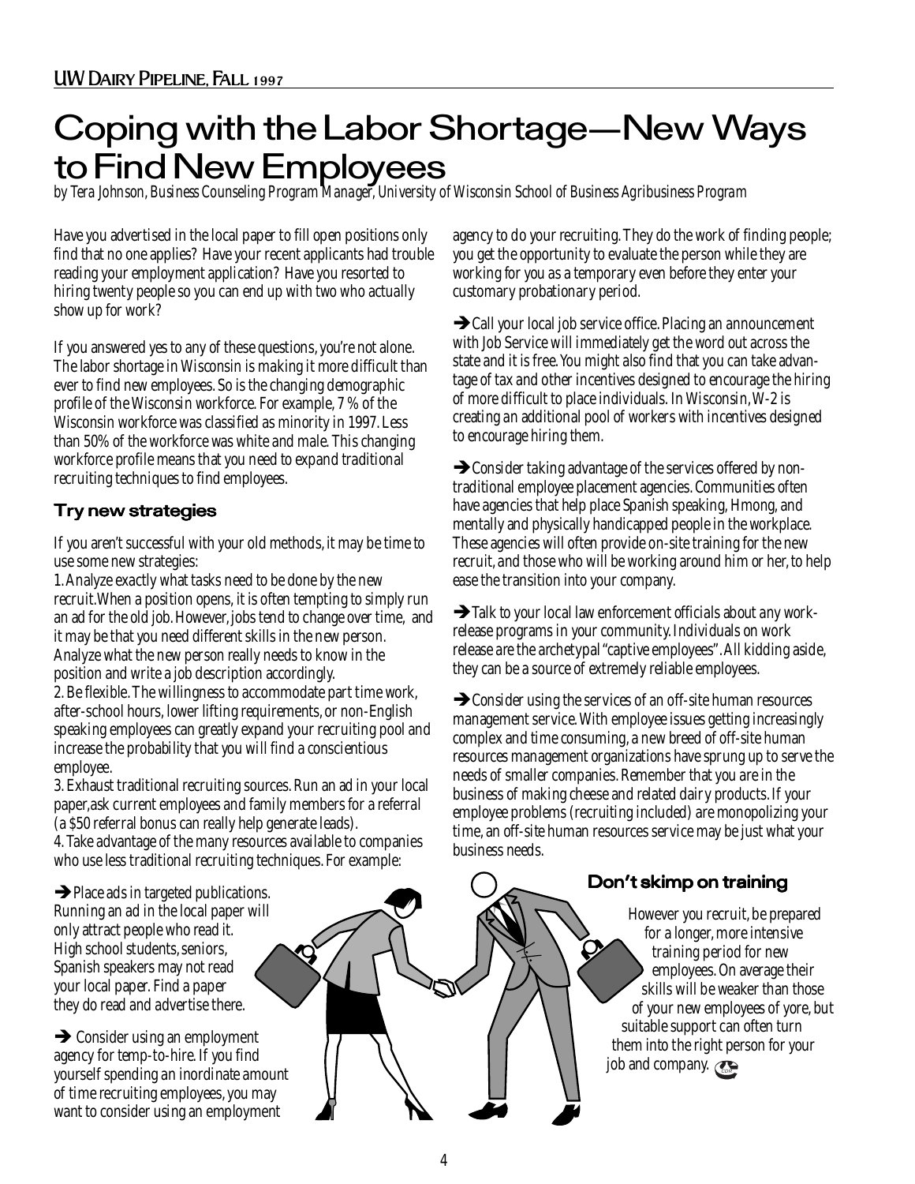# Coping with the Labor Shortage—New Ways to Find New Employees

*by Tera Johnson, Business Counseling Program Manager, University of Wisconsin School of Business Agribusiness Program*

Have you advertised in the local paper to fill open positions only find that no one applies? Have your recent applicants had trouble reading your employment application? Have you resorted to hiring twenty people so you can end up with two who actually show up for work?

If you answered yes to any of these questions, you're not alone. The labor shortage in Wisconsin is making it more difficult than ever to find new employees. So is the changing demographic profile of the Wisconsin workforce. For example, 7% of the Wisconsin workforce was classified as minority in 1997. Less than 50% of the workforce was white and male. This changing workforce profile means that you need to expand traditional recruiting techniques to find employees.

## Try new strategies

If you aren't successful with your old methods, it may be time to use some new strategies:

1. Analyze exactly what tasks need to be done by the new recruit. When a position opens, it is often tempting to simply run an ad for the old job. However, jobs tend to change over time, and it may be that you need different skills in the new person. Analyze what the new person really needs to know in the position and write a job description accordingly.
2. Be flexible. The willingness to accommodate part time work, after-school hours, lower lifting requirements, or non-English speaking employees can greatly expand your recruiting pool and increase the probability that you will find a conscientious employee.
3. Exhaust traditional recruiting sources. Run an ad in your local paper, ask current employees and family members for a referral (a $50 referral bonus can really help generate leads).
4. Take advantage of the many resources available to companies who use less traditional recruiting techniques. For example:

➔ Place ads in targeted publications. Running an ad in the local paper will only attract people who read it. High school students, seniors, Spanish speakers may not read your local paper. Find a paper they do read and advertise there.

➔ Consider using an employment agency for temp-to-hire. If you find yourself spending an inordinate amount of time recruiting employees, you may want to consider using an employment agency to do your recruiting. They do the work of finding people; you get the opportunity to evaluate the person while they are working for you as a temporary even before they enter your customary probationary period.

➔ Call your local job service office. Placing an announcement with Job Service will immediately get the word out across the state and it is free. You might also find that you can take advantage of tax and other incentives designed to encourage the hiring of more difficult to place individuals. In Wisconsin, W-2 is creating an additional pool of workers with incentives designed to encourage hiring them.

➔ Consider taking advantage of the services offered by non-traditional employee placement agencies. Communities often have agencies that help place Spanish speaking, Hmong, and mentally and physically handicapped people in the workplace. These agencies will often provide on-site training for the new recruit, and those who will be working around him or her, to help ease the transition into your company.

➔ Talk to your local law enforcement officials about any work-release programs in your community. Individuals on work release are the archetypal "captive employees". All kidding aside, they can be a source of extremely reliable employees.

➔ Consider using the services of an off-site human resources management service. With employee issues getting increasingly complex and time consuming, a new breed of off-site human resources management organizations have sprung up to serve the needs of smaller companies. Remember that you are in the business of making cheese and related dairy products. If your employee problems (recruiting included) are monopolizing your time, an off-site human resources service may be just what your business needs.

## Don't skimp on training

However you recruit, be prepared for a longer, more intensive training period for new employees. On average their skills will be weaker than those of your new employees of yore, but suitable support can often turn them into the right person for your job and company.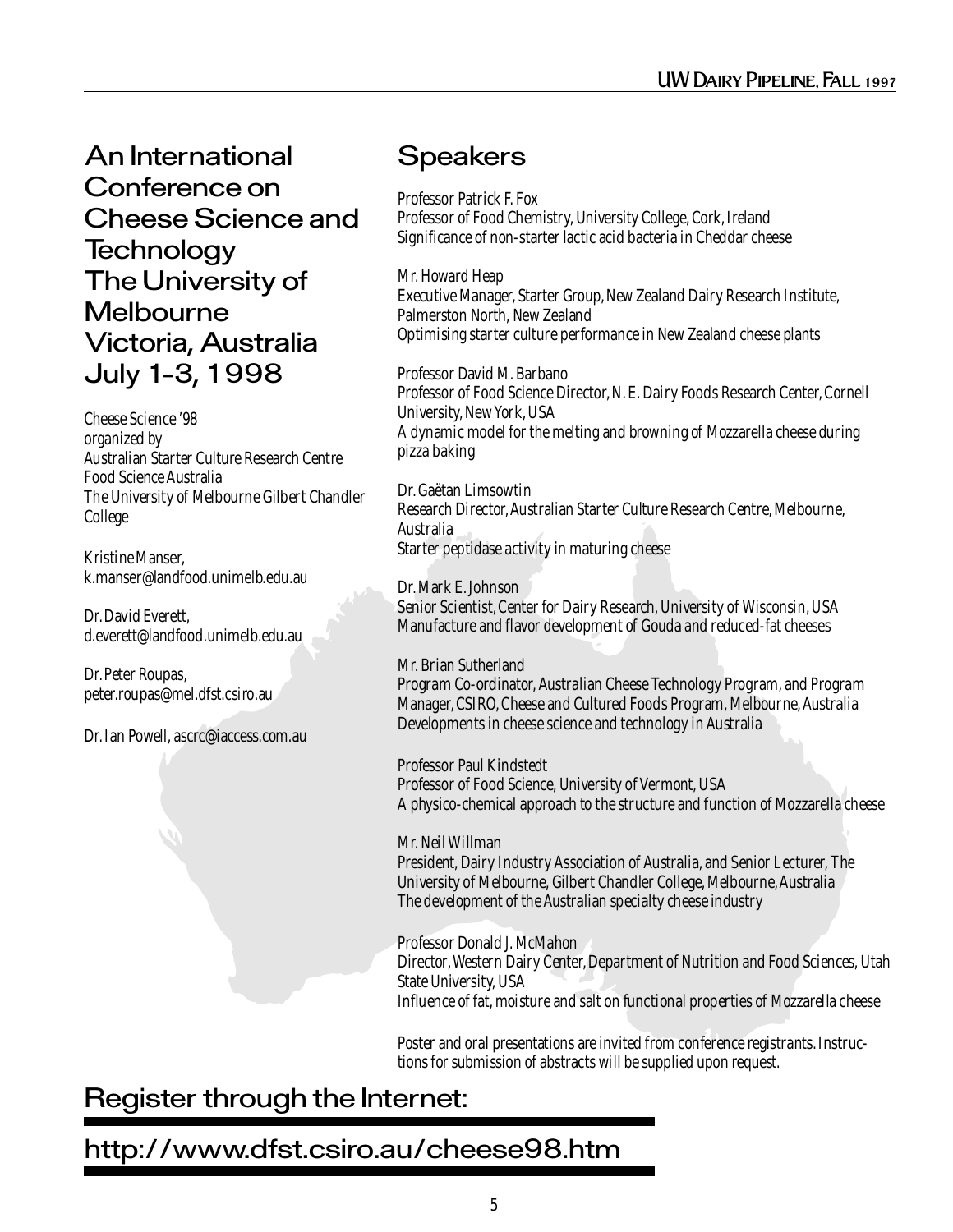# An International Conference on Cheese Science and Technology
# The University of Melbourne Victoria, Australia July 1-3, 1998

Cheese Science '98
organized by
Australian Starter Culture Research Centre
Food Science Australia
The University of Melbourne Gilbert Chandler College

Kristine Manser,
k.manser@landfood.unimelb.edu.au

Dr. David Everett,
d.everett@landfood.unimelb.edu.au

Dr. Peter Roupas,
peter.roupas@mel.dfst.csiro.au

Dr. Ian Powell, ascrc@iaccess.com.au

## Speakers

Professor Patrick F. Fox
Professor of Food Chemistry, University College, Cork, Ireland
*Significance of non-starter lactic acid bacteria in Cheddar cheese*

Mr. Howard Heap
Executive Manager, Starter Group, New Zealand Dairy Research Institute, Palmerston North, New Zealand
*Optimising starter culture performance in New Zealand cheese plants*

Professor David M. Barbano
Professor of Food Science Director, N. E. Dairy Foods Research Center, Cornell University, New York, USA
*A dynamic model for the melting and browning of Mozzarella cheese during pizza baking*

Dr. Gaëtan Limsowtin
Research Director, Australian Starter Culture Research Centre, Melbourne, Australia
*Starter peptidase activity in maturing cheese*

Dr. Mark E. Johnson
Senior Scientist, Center for Dairy Research, University of Wisconsin, USA
*Manufacture and flavor development of Gouda and reduced-fat cheeses*

Mr. Brian Sutherland
Program Co-ordinator, Australian Cheese Technology Program, and Program Manager, CSIRO, Cheese and Cultured Foods Program, Melbourne, Australia
*Developments in cheese science and technology in Australia*

Professor Paul Kindstedt
Professor of Food Science, University of Vermont, USA
*A physico-chemical approach to the structure and function of Mozzarella cheese*

Mr. Neil Willman
President, Dairy Industry Association of Australia, and Senior Lecturer, The University of Melbourne, Gilbert Chandler College, Melbourne, Australia
*The development of the Australian specialty cheese industry*

Professor Donald J. McMahon
Director, Western Dairy Center, Department of Nutrition and Food Sciences, Utah State University, USA
*Influence of fat, moisture and salt on functional properties of Mozzarella cheese*

Poster and oral presentations are invited from conference registrants. Instructions for submission of abstracts will be supplied upon request.

## Register through the Internet:

## http://www.dfst.csiro.au/cheese98.htm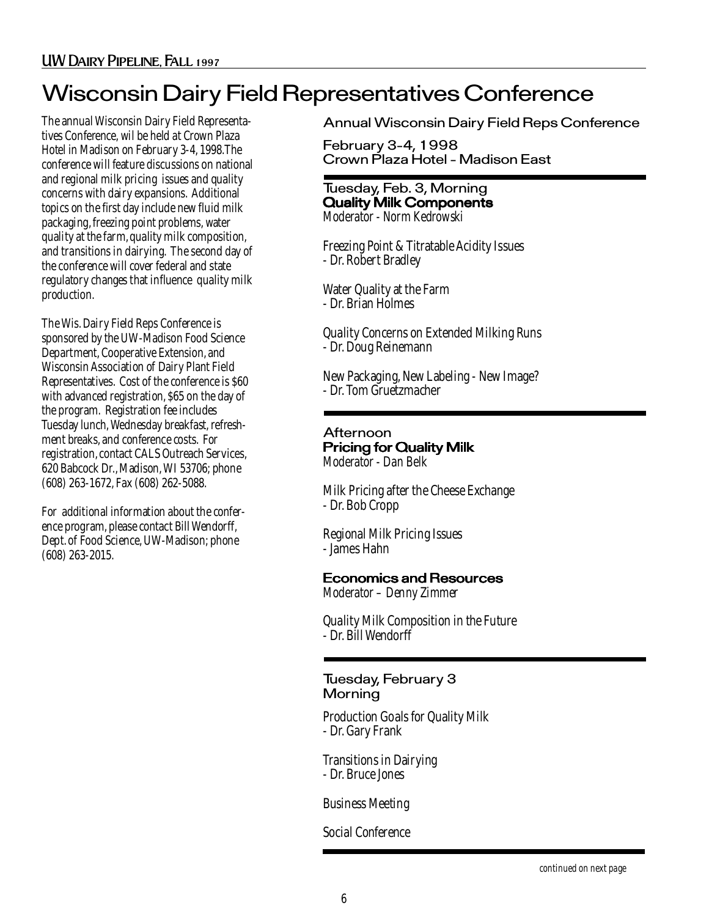# Wisconsin Dairy Field Representatives Conference

The annual Wisconsin Dairy Field Representatives Conference, wil be held at Crown Plaza Hotel in Madison on February 3-4, 1998.The conference will feature discussions on national and regional milk pricing issues and quality concerns with dairy expansions. Additional topics on the first day include new fluid milk packaging, freezing point problems, water quality at the farm, quality milk composition, and transitions in dairying. The second day of the conference will cover federal and state regulatory changes that influence quality milk production.

The Wis. Dairy Field Reps Conference is sponsored by the UW-Madison Food Science Department, Cooperative Extension, and Wisconsin Association of Dairy Plant Field Representatives. Cost of the conference is $60 with advanced registration, $65 on the day of the program. Registration fee includes Tuesday lunch, Wednesday breakfast, refreshment breaks, and conference costs. For registration, contact CALS Outreach Services, 620 Babcock Dr., Madison, WI 53706; phone (608) 263-1672, Fax (608) 262-5088.

For additional information about the conference program, please contact Bill Wendorff, Dept. of Food Science, UW-Madison; phone (608) 263-2015.

## Annual Wisconsin Dairy Field Reps Conference

**February 3-4, 1998**
**Crown Plaza Hotel - Madison East**

---

### Tuesday, Feb. 3, Morning
**Quality Milk Components**
*Moderator - Norm Kedrowski*

*Freezing Point & Titratable Acidity Issues*
*- Dr. Robert Bradley*

*Water Quality at the Farm*
*- Dr. Brian Holmes*

*Quality Concerns on Extended Milking Runs*
*- Dr. Doug Reinemann*

*New Packaging, New Labeling - New Image?*
*- Dr. Tom Gruetzmacher*

---

### Afternoon
**Pricing for Quality Milk**
*Moderator - Dan Belk*

*Milk Pricing after the Cheese Exchange*
*- Dr. Bob Cropp*

*Regional Milk Pricing Issues*
*- James Hahn*

**Economics and Resources**
*Moderator – Denny Zimmer*

*Quality Milk Composition in the Future*
*- Dr. Bill Wendorff*

---

### Tuesday, February 3
### Morning

*Production Goals for Quality Milk*
*- Dr. Gary Frank*

*Transitions in Dairying*
*- Dr. Bruce Jones*

*Business Meeting*

*Social Conference*

---

*continued on next page*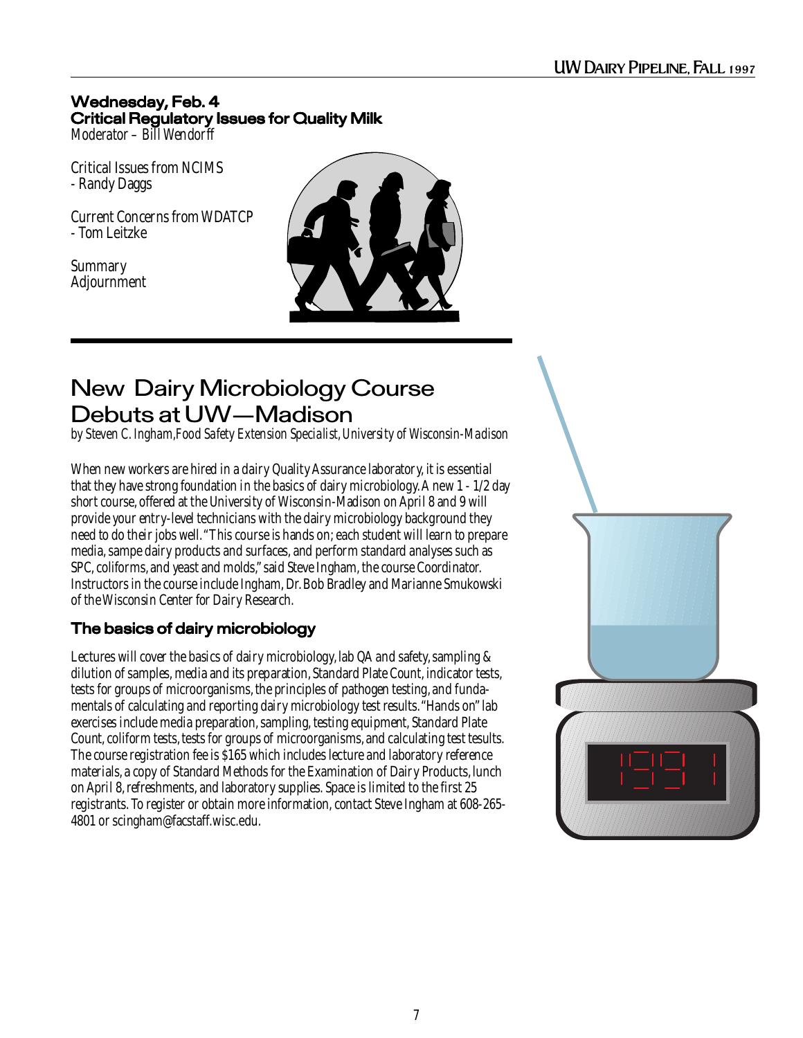### Wednesday, Feb. 4
### Critical Regulatory Issues for Quality Milk

*Moderator – Bill Wendorff*

*Critical Issues from NCIMS*
*- Randy Daggs*

*Current Concerns from WDATCP*
*- Tom Leitzke*

*Summary*
*Adjournment*

# New Dairy Microbiology Course Debuts at UW—Madison

*by Steven C. Ingham, Food Safety Extension Specialist, University of Wisconsin-Madison*

When new workers are hired in a dairy Quality Assurance laboratory, it is essential that they have strong foundation in the basics of dairy microbiology. A new 1 - 1/2 day short course, offered at the University of Wisconsin-Madison on April 8 and 9 will provide your entry-level technicians with the dairy microbiology background they need to do their jobs well. "This course is hands on; each student will learn to prepare media, sampe dairy products and surfaces, and perform standard analyses such as SPC, coliforms, and yeast and molds," said Steve Ingham, the course Coordinator. Instructors in the course include Ingham, Dr. Bob Bradley and Marianne Smukowski of the Wisconsin Center for Dairy Research.

## The basics of dairy microbiology

Lectures will cover the basics of dairy microbiology, lab QA and safety, sampling & dilution of samples, media and its preparation, Standard Plate Count, indicator tests, tests for groups of microorganisms, the principles of pathogen testing, and fundamentals of calculating and reporting dairy microbiology test results. "Hands on" lab exercises include media preparation, sampling, testing equipment, Standard Plate Count, coliform tests, tests for groups of microorganisms, and calculating test tesults. The course registration fee is $165 which includes lecture and laboratory reference materials, a copy of Standard Methods for the Examination of Dairy Products, lunch on April 8, refreshments, and laboratory supplies. Space is limited to the first 25 registrants. To register or obtain more information, contact Steve Ingham at 608-265-4801 or scingham@facstaff.wisc.edu.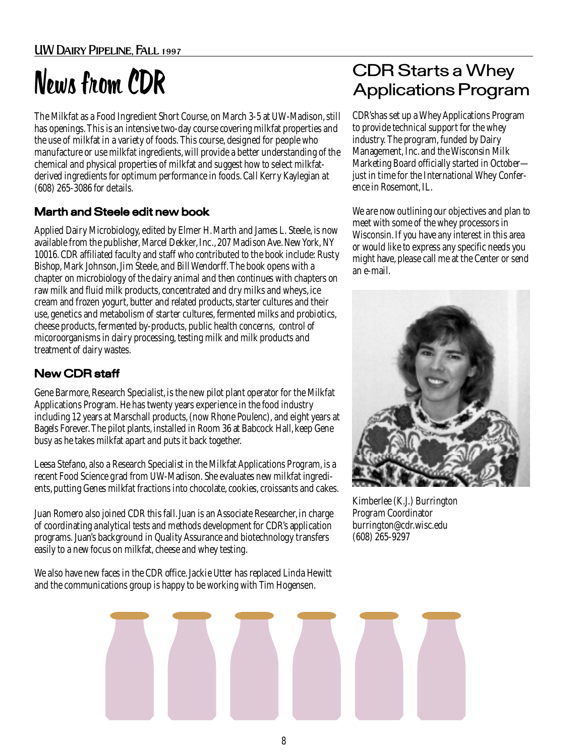# News from CDR

The Milkfat as a Food Ingredient Short Course, on March 3-5 at UW-Madison, still has openings. This is an intensive two-day course covering milkfat properties and the use of milkfat in a variety of foods. This course, designed for people who manufacture or use milkfat ingredients, will provide a better understanding of the chemical and physical properties of milkfat and suggest how to select milkfat-derived ingredients for optimum performance in foods. Call Kerry Kaylegian at (608) 265-3086 for details.

### Marth and Steele edit new book

Applied Dairy Microbiology, edited by Elmer H. Marth and James L. Steele, is now available from the publisher, Marcel Dekker, Inc., 207 Madison Ave. New York, NY 10016. CDR affiliated faculty and staff who contributed to the book include: Rusty Bishop, Mark Johnson, Jim Steele, and Bill Wendorff. The book opens with a chapter on microbiology of the dairy animal and then continues with chapters on raw milk and fluid milk products, concentrated and dry milks and wheys, ice cream and frozen yogurt, butter and related products, starter cultures and their use, genetics and metabolism of starter cultures, fermented milks and probiotics, cheese products, fermented by-products, public health concerns, control of micoroorganisms in dairy processing, testing milk and milk products and treatment of dairy wastes.

### New CDR staff

Gene Barmore, Research Specialist, is the new pilot plant operator for the Milkfat Applications Program. He has twenty years experience in the food industry including 12 years at Marschall products, (now Rhone Poulenc), and eight years at Bagels Forever. The pilot plants, installed in Room 36 at Babcock Hall, keep Gene busy as he takes milkfat apart and puts it back together.

Leesa Stefano, also a Research Specialist in the Milkfat Applications Program, is a recent Food Science grad from UW-Madison. She evaluates new milkfat ingredients, putting Genes milkfat fractions into chocolate, cookies, croissants and cakes.

Juan Romero also joined CDR this fall. Juan is an Associate Researcher, in charge of coordinating analytical tests and methods development for CDR's application programs. Juan's background in Quality Assurance and biotechnology transfers easily to a new focus on milkfat, cheese and whey testing.

We also have new faces in the CDR office. Jackie Utter has replaced Linda Hewitt and the communications group is happy to be working with Tim Hogensen.

## CDR Starts a Whey Applications Program

CDR'shas set up a Whey Applications Program to provide technical support for the whey industry. The program, funded by Dairy Management, Inc. and the Wisconsin Milk Marketing Board officially started in October—just in time for the International Whey Conference in Rosemont, IL.

We are now outlining our objectives and plan to meet with some of the whey processors in Wisconsin. If you have any interest in this area or would like to express any specific needs you might have, please call me at the Center or send an e-mail.

*Kimberlee (K.J.) Burrington*
*Program Coordinator*
*burrington@cdr.wisc.edu*
*(608) 265-9297*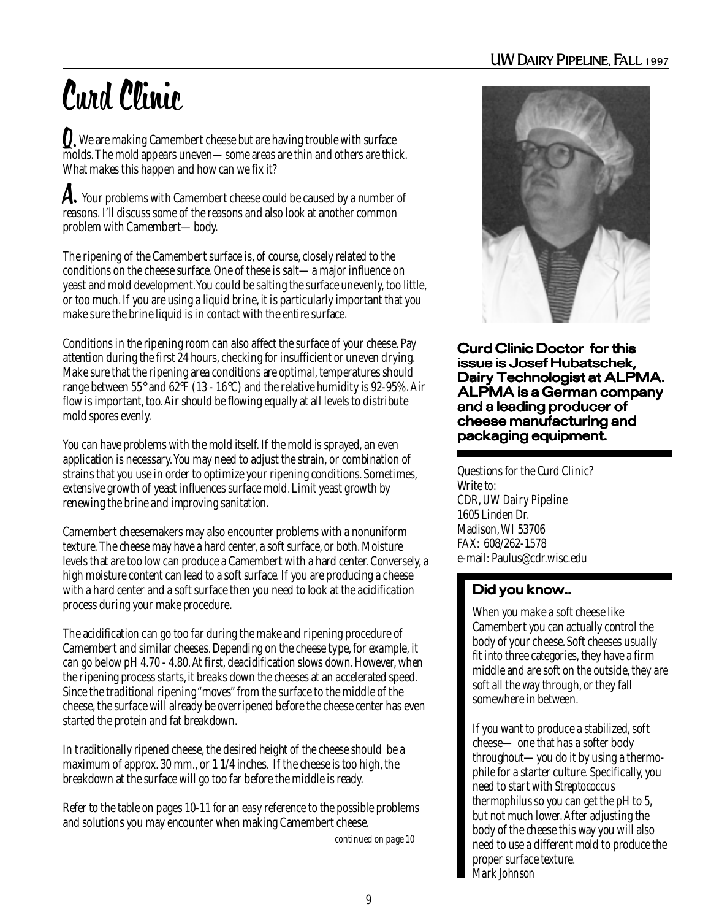# Curd Clinic

**Q.** *We are making Camembert cheese but are having trouble with surface molds. The mold appears uneven—some areas are thin and others are thick. What makes this happen and how can we fix it?*

**A.** Your problems with Camembert cheese could be caused by a number of reasons. I'll discuss some of the reasons and also look at another common problem with Camembert—body.

The ripening of the Camembert surface is, of course, closely related to the conditions on the cheese surface. One of these is salt—a major influence on yeast and mold development. You could be salting the surface unevenly, too little, or too much. If you are using a liquid brine, it is particularly important that you make sure the brine liquid is in contact with the entire surface.

Conditions in the ripening room can also affect the surface of your cheese. Pay attention during the first 24 hours, checking for insufficient or uneven drying. Make sure that the ripening area conditions are optimal, temperatures should range between 55° and 62°F (13 - 16°C) and the relative humidity is 92-95%. Air flow is important, too. Air should be flowing equally at all levels to distribute mold spores evenly.

You can have problems with the mold itself. If the mold is sprayed, an even application is necessary. You may need to adjust the strain, or combination of strains that you use in order to optimize your ripening conditions. Sometimes, extensive growth of yeast influences surface mold. Limit yeast growth by renewing the brine and improving sanitation.

Camembert cheesemakers may also encounter problems with a nonuniform texture. The cheese may have a hard center, a soft surface, or both. Moisture levels that are too low can produce a Camembert with a hard center. Conversely, a high moisture content can lead to a soft surface. If you are producing a cheese with a hard center and a soft surface then you need to look at the acidification process during your make procedure.

The acidification can go too far during the make and ripening procedure of Camembert and similar cheeses. Depending on the cheese type, for example, it can go below pH 4.70 - 4.80. At first, deacidification slows down. However, when the ripening process starts, it breaks down the cheeses at an accelerated speed. Since the traditional ripening "moves" from the surface to the middle of the cheese, the surface will already be overripened before the cheese center has even started the protein and fat breakdown.

In traditionally ripened cheese, the desired height of the cheese should be a maximum of approx. 30 mm., or 1 1/4 inches. If the cheese is too high, the breakdown at the surface will go too far before the middle is ready.

Refer to the table on pages 10-11 for an easy reference to the possible problems and solutions you may encounter when making Camembert cheese.

*continued on page 10*

**Curd Clinic Doctor for this issue is Josef Hubatschek, Dairy Technologist at ALPMA. ALPMA is a German company and a leading producer of cheese manufacturing and packaging equipment.**

Questions for the Curd Clinic?
Write to:
CDR, *UW Dairy Pipeline*
1605 Linden Dr.
Madison, WI 53706
FAX: 608/262-1578
e-mail: Paulus@cdr.wisc.edu

### Did you know..

When you make a soft cheese like Camembert you can actually control the body of your cheese. Soft cheeses usually fit into three categories, they have a firm middle and are soft on the outside, they are soft all the way through, or they fall somewhere in between.

If you want to produce a stabilized, soft cheese— one that has a softer body throughout—you do it by using a thermophile for a starter culture. Specifically, you need to start with *Streptococcus thermophilus* so you can get the pH to 5, but not much lower. After adjusting the body of the cheese this way you will also need to use a different mold to produce the proper surface texture.
*Mark Johnson*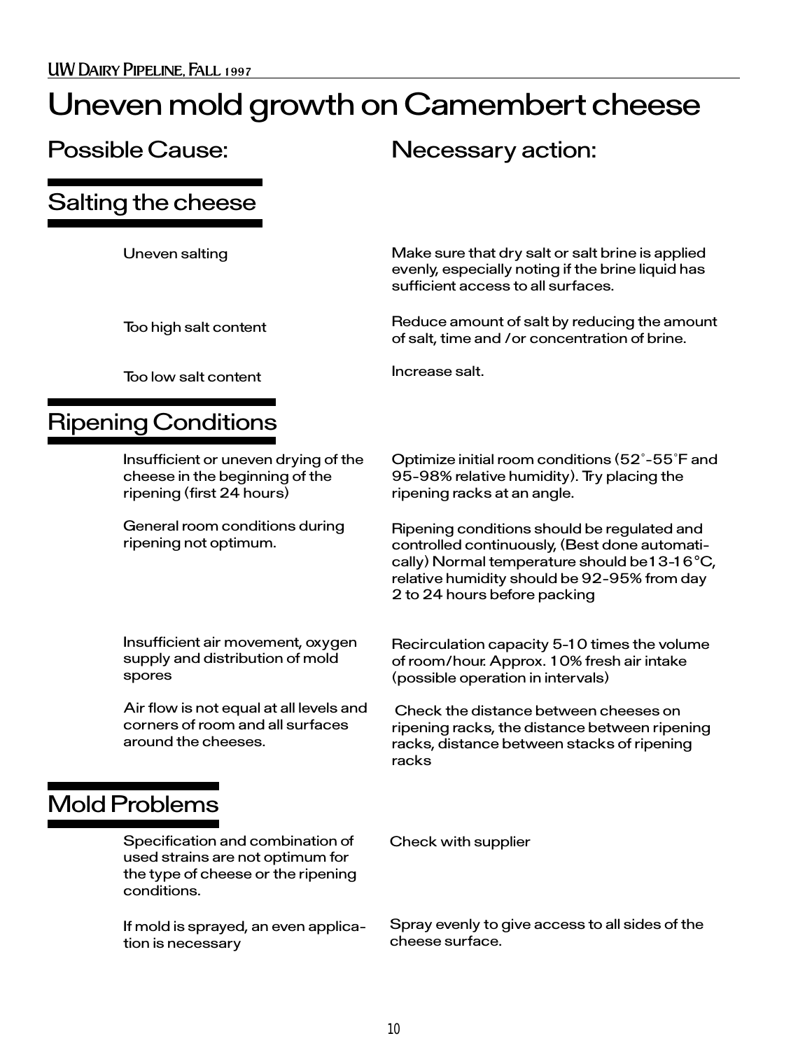# Uneven mold growth on Camembert cheese

| Possible Cause: | Necessary action: |
|---|---|
| **Salting the cheese** | |
| Uneven salting | Make sure that dry salt or salt brine is applied evenly, especially noting if the brine liquid has sufficient access to all surfaces. |
| Too high salt content | Reduce amount of salt by reducing the amount of salt, time and /or concentration of brine. |
| Too low salt content | Increase salt. |
| **Ripening Conditions** | |
| Insufficient or uneven drying of the cheese in the beginning of the ripening (first 24 hours) | Optimize initial room conditions (52°-55°F and 95-98% relative humidity). Try placing the ripening racks at an angle. |
| General room conditions during ripening not optimum. | Ripening conditions should be regulated and controlled continuously, (Best done automatically) Normal temperature should be13-16°C, relative humidity should be 92-95% from day 2 to 24 hours before packing |
| Insufficient air movement, oxygen supply and distribution of mold spores | Recirculation capacity 5-10 times the volume of room/hour. Approx. 10% fresh air intake (possible operation in intervals) |
| Air flow is not equal at all levels and corners of room and all surfaces around the cheeses. | Check the distance between cheeses on ripening racks, the distance between ripening racks, distance between stacks of ripening racks |
| **Mold Problems** | |
| Specification and combination of used strains are not optimum for the type of cheese or the ripening conditions. | Check with supplier |
| If mold is sprayed, an even application is necessary | Spray evenly to give access to all sides of the cheese surface. |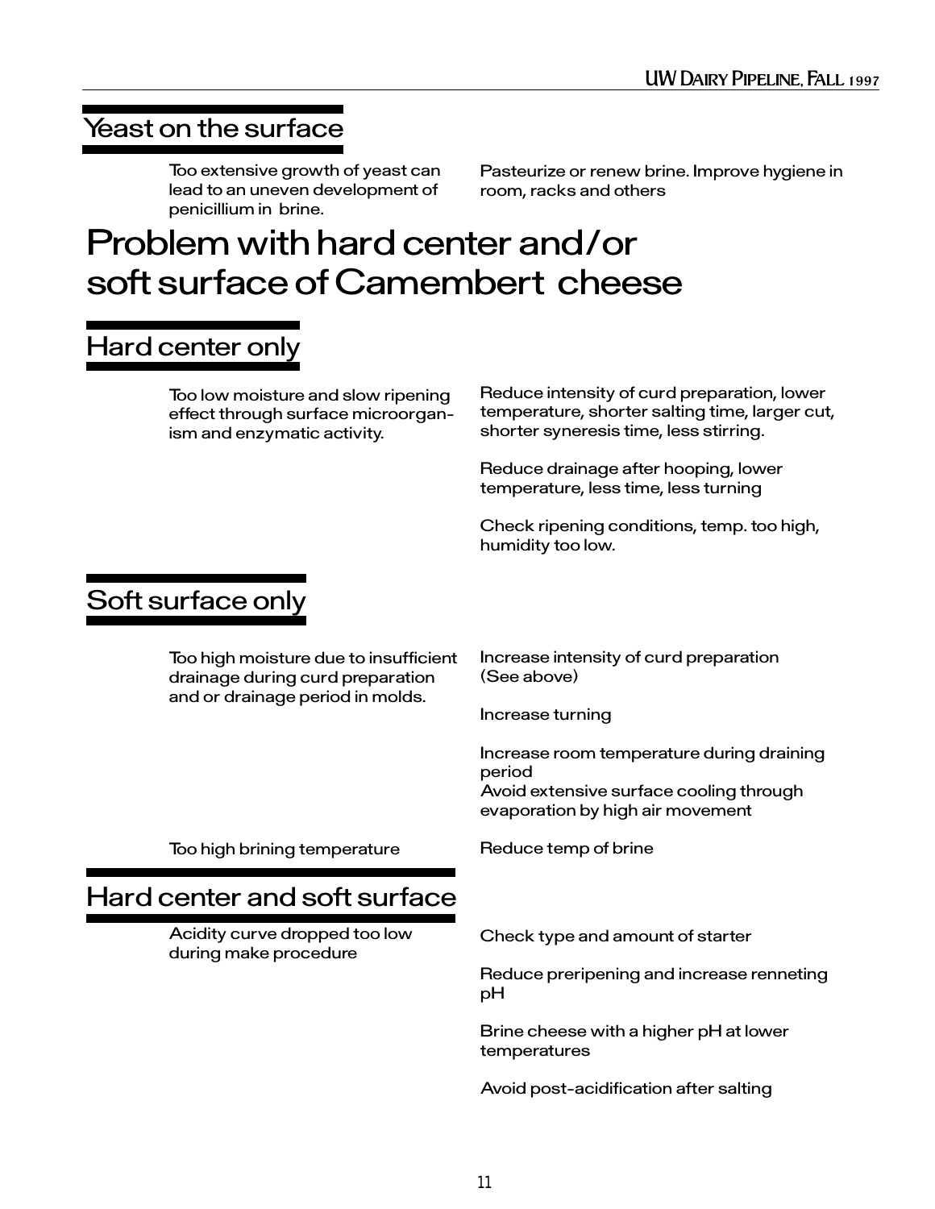## Yeast on the surface

| Cause | Remedy |
|---|---|
| Too extensive growth of yeast can lead to an uneven development of penicillium in brine. | Pasteurize or renew brine. Improve hygiene in room, racks and others |

# Problem with hard center and/or soft surface of Camembert cheese

## Hard center only

| Cause | Remedy |
|---|---|
| Too low moisture and slow ripening effect through surface microorganism and enzymatic activity. | Reduce intensity of curd preparation, lower temperature, shorter salting time, larger cut, shorter syneresis time, less stirring.<br><br>Reduce drainage after hooping, lower temperature, less time, less turning<br><br>Check ripening conditions, temp. too high, humidity too low. |

## Soft surface only

| Cause | Remedy |
|---|---|
| Too high moisture due to insufficient drainage during curd preparation and or drainage period in molds. | Increase intensity of curd preparation (See above)<br><br>Increase turning<br><br>Increase room temperature during draining period<br>Avoid extensive surface cooling through evaporation by high air movement |
| Too high brining temperature | Reduce temp of brine |

## Hard center and soft surface

| Cause | Remedy |
|---|---|
| Acidity curve dropped too low during make procedure | Check type and amount of starter<br><br>Reduce preripening and increase renneting pH<br><br>Brine cheese with a higher pH at lower temperatures<br><br>Avoid post-acidification after salting |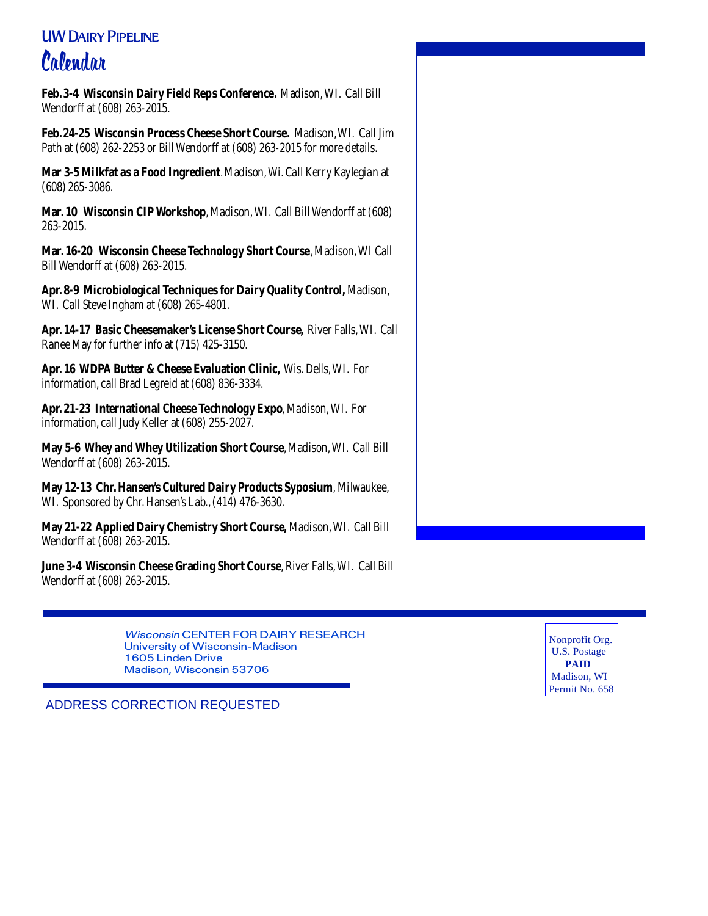## UW Dairy Pipeline

# Calendar

**Feb. 3-4 Wisconsin Dairy Field Reps Conference.** Madison, WI. Call Bill Wendorff at (608) 263-2015.

**Feb. 24-25 Wisconsin Process Cheese Short Course.** Madison, WI. Call Jim Path at (608) 262-2253 or Bill Wendorff at (608) 263-2015 for more details.

**Mar 3-5 Milkfat as a Food Ingredient**. Madison, Wi. Call Kerry Kaylegian at (608) 265-3086.

**Mar. 10 Wisconsin CIP Workshop**, Madison, WI. Call Bill Wendorff at (608) 263-2015.

**Mar. 16-20 Wisconsin Cheese Technology Short Course**, Madison, WI Call Bill Wendorff at (608) 263-2015.

**Apr. 8-9 Microbiological Techniques for Dairy Quality Control,** Madison, WI. Call Steve Ingham at (608) 265-4801.

**Apr. 14-17 Basic Cheesemaker's License Short Course,** River Falls, WI. Call Ranee May for further info at (715) 425-3150.

**Apr. 16 WDPA Butter & Cheese Evaluation Clinic,** Wis. Dells, WI. For information, call Brad Legreid at (608) 836-3334.

**Apr. 21-23 International Cheese Technology Expo**, Madison, WI. For information, call Judy Keller at (608) 255-2027.

**May 5-6 Whey and Whey Utilization Short Course**, Madison, WI. Call Bill Wendorff at (608) 263-2015.

**May 12-13 Chr. Hansen's Cultured Dairy Products Syposium**, Milwaukee, WI. Sponsored by Chr. Hansen's Lab., (414) 476-3630.

**May 21-22 Applied Dairy Chemistry Short Course,** Madison, WI. Call Bill Wendorff at (608) 263-2015.

**June 3-4 Wisconsin Cheese Grading Short Course**, River Falls, WI. Call Bill Wendorff at (608) 263-2015.

*Wisconsin* CENTER FOR DAIRY RESEARCH
University of Wisconsin-Madison
1605 Linden Drive
Madison, Wisconsin 53706

ADDRESS CORRECTION REQUESTED

Nonprofit Org.
U.S. Postage
**PAID**
Madison, WI
Permit No. 658